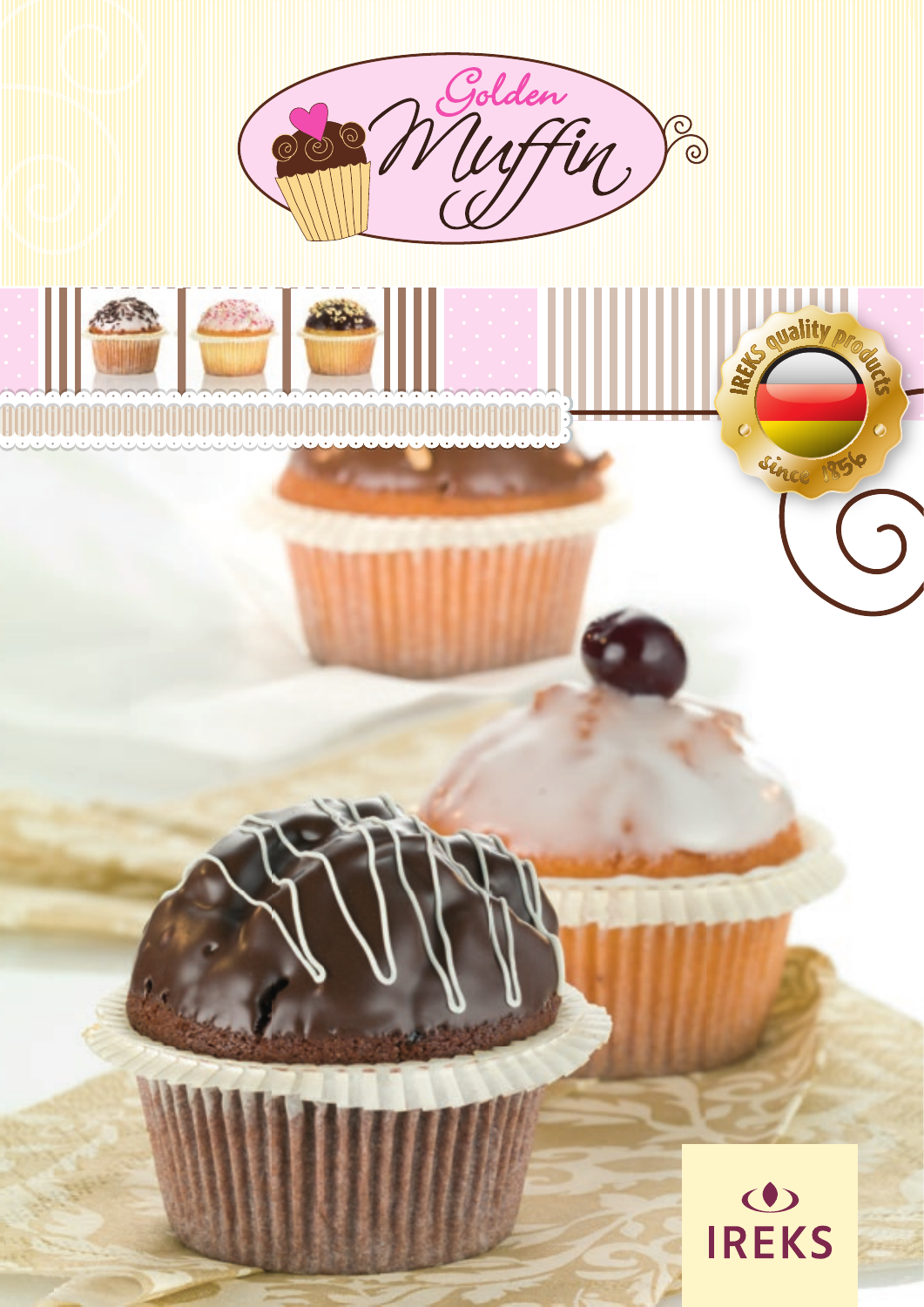# Golden Muffin

IREKS quality products since 1856

IREKS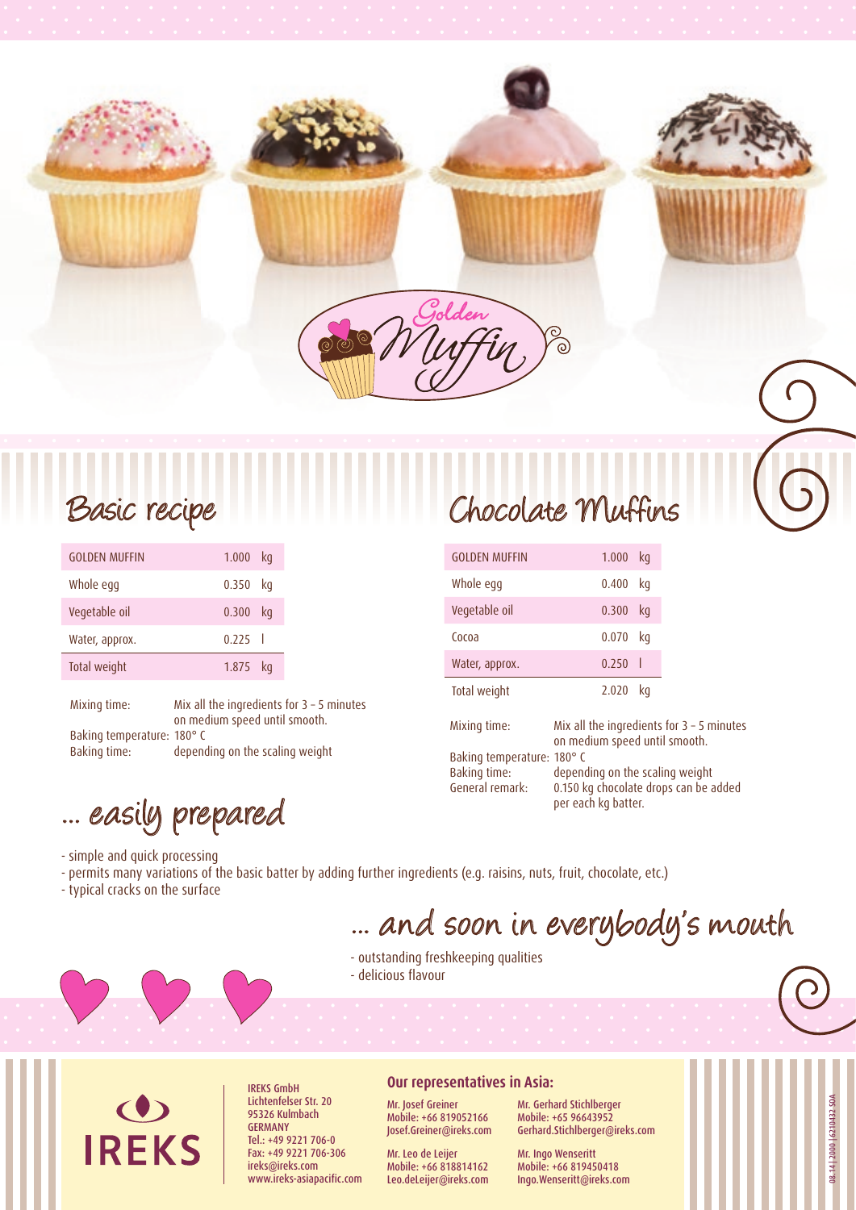Golden Muffin

## Basic recipe

| | | |
|---|---|---|
| GOLDEN MUFFIN | 1.000 | kg |
| Whole egg | 0.350 | kg |
| Vegetable oil | 0.300 | kg |
| Water, approx. | 0.225 | l |
| Total weight | 1.875 | kg |

Mixing time: Mix all the ingredients for 3 – 5 minutes on medium speed until smooth.
Baking temperature: 180° C
Baking time: depending on the scaling weight

## Chocolate Muffins

| | | |
|---|---|---|
| GOLDEN MUFFIN | 1.000 | kg |
| Whole egg | 0.400 | kg |
| Vegetable oil | 0.300 | kg |
| Cocoa | 0.070 | kg |
| Water, approx. | 0.250 | l |
| Total weight | 2.020 | kg |

Mixing time: Mix all the ingredients for 3 – 5 minutes on medium speed until smooth.
Baking temperature: 180° C
Baking time: depending on the scaling weight
General remark: 0.150 kg chocolate drops can be added per each kg batter.

## ... easily prepared

- simple and quick processing
- permits many variations of the basic batter by adding further ingredients (e.g. raisins, nuts, fruit, chocolate, etc.)
- typical cracks on the surface

## ... and soon in everybody's mouth

- outstanding freshkeeping qualities
- delicious flavour

IREKS

IREKS GmbH
Lichtenfelser Str. 20
95326 Kulmbach
GERMANY
Tel.: +49 9221 706-0
Fax: +49 9221 706-306
ireks@ireks.com
www.ireks-asiapacific.com

**Our representatives in Asia:**

Mr. Josef Greiner
Mobile: +66 819052166
Josef.Greiner@ireks.com

Mr. Gerhard Stichlberger
Mobile: +65 96643952
Gerhard.Stichlberger@ireks.com

Mr. Leo de Leijer
Mobile: +66 818814162
Leo.deLeijer@ireks.com

Mr. Ingo Wenseritt
Mobile: +66 819450418
Ingo.Wenseritt@ireks.com

08.14 | 2000 | 6210432 SOA